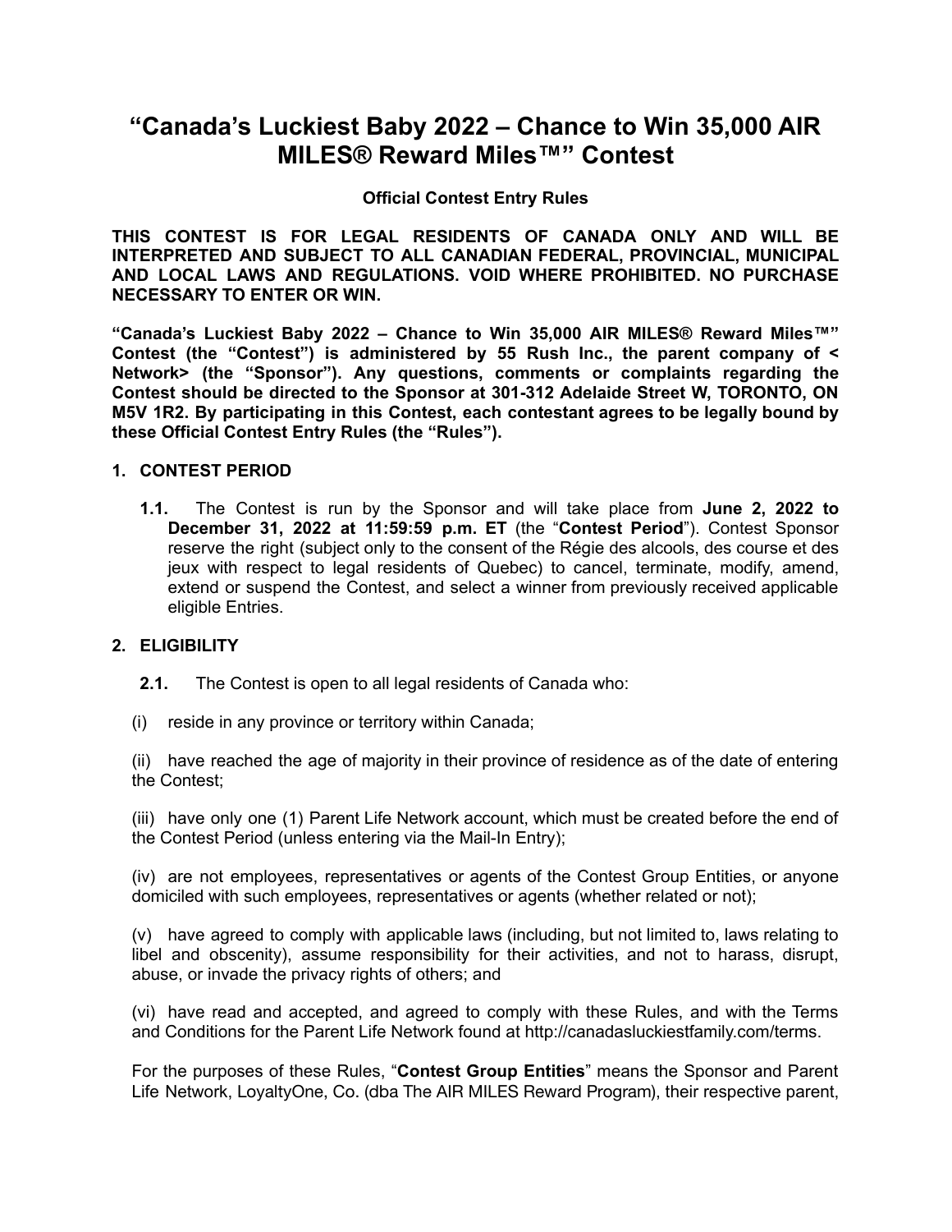# "Canada's Luckiest Baby 2022 – Chance to Win 35,000 AIR MILES® Reward Miles™" Contest

**Official Contest Entry Rules**

**THIS CONTEST IS FOR LEGAL RESIDENTS OF CANADA ONLY AND WILL BE INTERPRETED AND SUBJECT TO ALL CANADIAN FEDERAL, PROVINCIAL, MUNICIPAL AND LOCAL LAWS AND REGULATIONS. VOID WHERE PROHIBITED. NO PURCHASE NECESSARY TO ENTER OR WIN.**

**"Canada's Luckiest Baby 2022 – Chance to Win 35,000 AIR MILES® Reward Miles™" Contest (the "Contest") is administered by 55 Rush Inc., the parent company of < Network> (the "Sponsor"). Any questions, comments or complaints regarding the Contest should be directed to the Sponsor at 301-312 Adelaide Street W, TORONTO, ON M5V 1R2. By participating in this Contest, each contestant agrees to be legally bound by these Official Contest Entry Rules (the "Rules").**

## 1. CONTEST PERIOD

**1.1.** The Contest is run by the Sponsor and will take place from **June 2, 2022 to December 31, 2022 at 11:59:59 p.m. ET** (the "**Contest Period**"). Contest Sponsor reserve the right (subject only to the consent of the Régie des alcools, des course et des jeux with respect to legal residents of Quebec) to cancel, terminate, modify, amend, extend or suspend the Contest, and select a winner from previously received applicable eligible Entries.

## 2. ELIGIBILITY

**2.1.** The Contest is open to all legal residents of Canada who:

(i) reside in any province or territory within Canada;

(ii) have reached the age of majority in their province of residence as of the date of entering the Contest;

(iii) have only one (1) Parent Life Network account, which must be created before the end of the Contest Period (unless entering via the Mail-In Entry);

(iv) are not employees, representatives or agents of the Contest Group Entities, or anyone domiciled with such employees, representatives or agents (whether related or not);

(v) have agreed to comply with applicable laws (including, but not limited to, laws relating to libel and obscenity), assume responsibility for their activities, and not to harass, disrupt, abuse, or invade the privacy rights of others; and

(vi) have read and accepted, and agreed to comply with these Rules, and with the Terms and Conditions for the Parent Life Network found at http://canadasluckiestfamily.com/terms.

For the purposes of these Rules, "**Contest Group Entities**" means the Sponsor and Parent Life Network, LoyaltyOne, Co. (dba The AIR MILES Reward Program), their respective parent,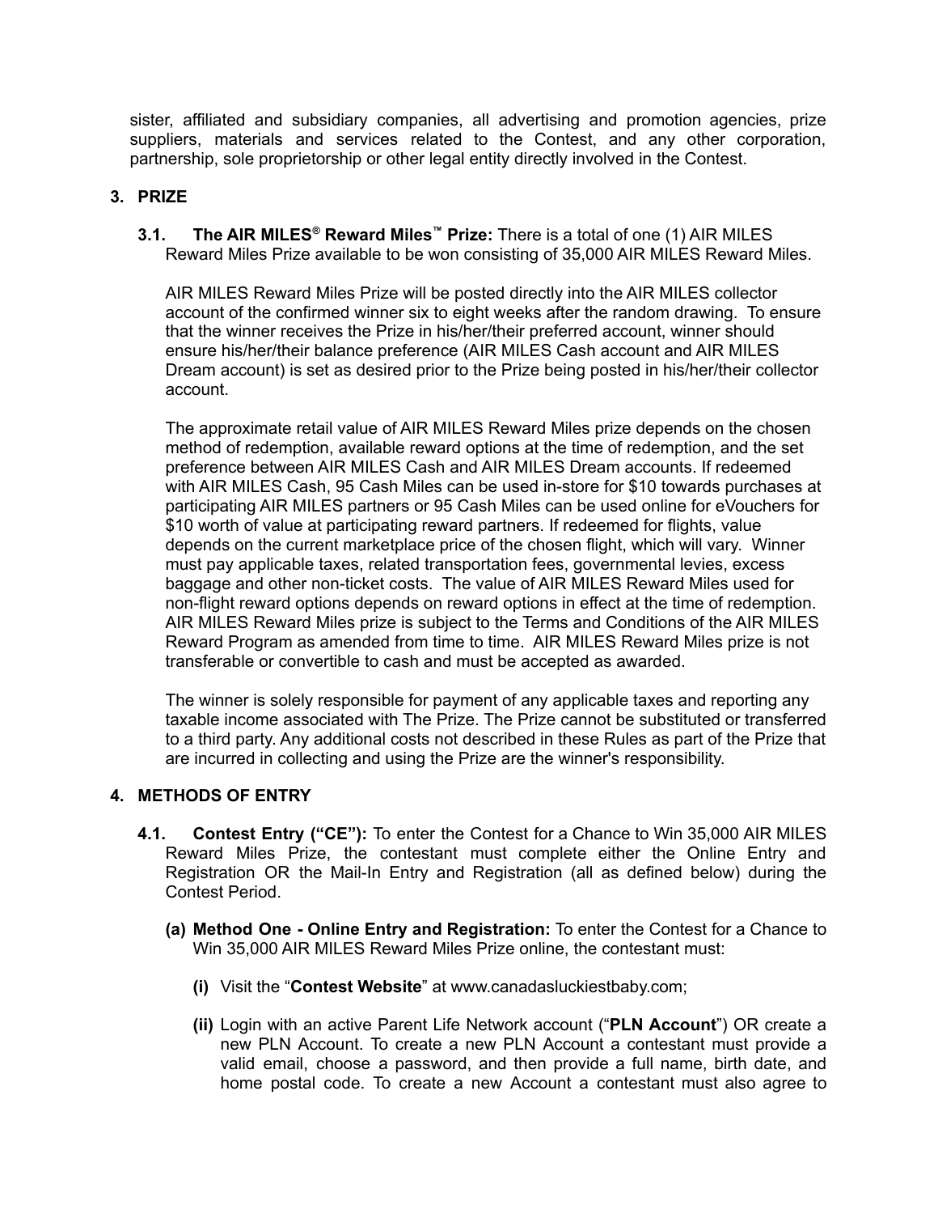sister, affiliated and subsidiary companies, all advertising and promotion agencies, prize suppliers, materials and services related to the Contest, and any other corporation, partnership, sole proprietorship or other legal entity directly involved in the Contest.

## 3. PRIZE

**3.1. The AIR MILES® Reward Miles™ Prize:** There is a total of one (1) AIR MILES Reward Miles Prize available to be won consisting of 35,000 AIR MILES Reward Miles.

AIR MILES Reward Miles Prize will be posted directly into the AIR MILES collector account of the confirmed winner six to eight weeks after the random drawing. To ensure that the winner receives the Prize in his/her/their preferred account, winner should ensure his/her/their balance preference (AIR MILES Cash account and AIR MILES Dream account) is set as desired prior to the Prize being posted in his/her/their collector account.

The approximate retail value of AIR MILES Reward Miles prize depends on the chosen method of redemption, available reward options at the time of redemption, and the set preference between AIR MILES Cash and AIR MILES Dream accounts. If redeemed with AIR MILES Cash, 95 Cash Miles can be used in-store for $10 towards purchases at participating AIR MILES partners or 95 Cash Miles can be used online for eVouchers for $10 worth of value at participating reward partners. If redeemed for flights, value depends on the current marketplace price of the chosen flight, which will vary. Winner must pay applicable taxes, related transportation fees, governmental levies, excess baggage and other non-ticket costs. The value of AIR MILES Reward Miles used for non-flight reward options depends on reward options in effect at the time of redemption. AIR MILES Reward Miles prize is subject to the Terms and Conditions of the AIR MILES Reward Program as amended from time to time. AIR MILES Reward Miles prize is not transferable or convertible to cash and must be accepted as awarded.

The winner is solely responsible for payment of any applicable taxes and reporting any taxable income associated with The Prize. The Prize cannot be substituted or transferred to a third party. Any additional costs not described in these Rules as part of the Prize that are incurred in collecting and using the Prize are the winner's responsibility.

## 4. METHODS OF ENTRY

**4.1. Contest Entry ("CE"):** To enter the Contest for a Chance to Win 35,000 AIR MILES Reward Miles Prize, the contestant must complete either the Online Entry and Registration OR the Mail-In Entry and Registration (all as defined below) during the Contest Period.

**(a) Method One - Online Entry and Registration:** To enter the Contest for a Chance to Win 35,000 AIR MILES Reward Miles Prize online, the contestant must:

**(i)** Visit the "**Contest Website**" at www.canadasluckiestbaby.com;

**(ii)** Login with an active Parent Life Network account ("**PLN Account**") OR create a new PLN Account. To create a new PLN Account a contestant must provide a valid email, choose a password, and then provide a full name, birth date, and home postal code. To create a new Account a contestant must also agree to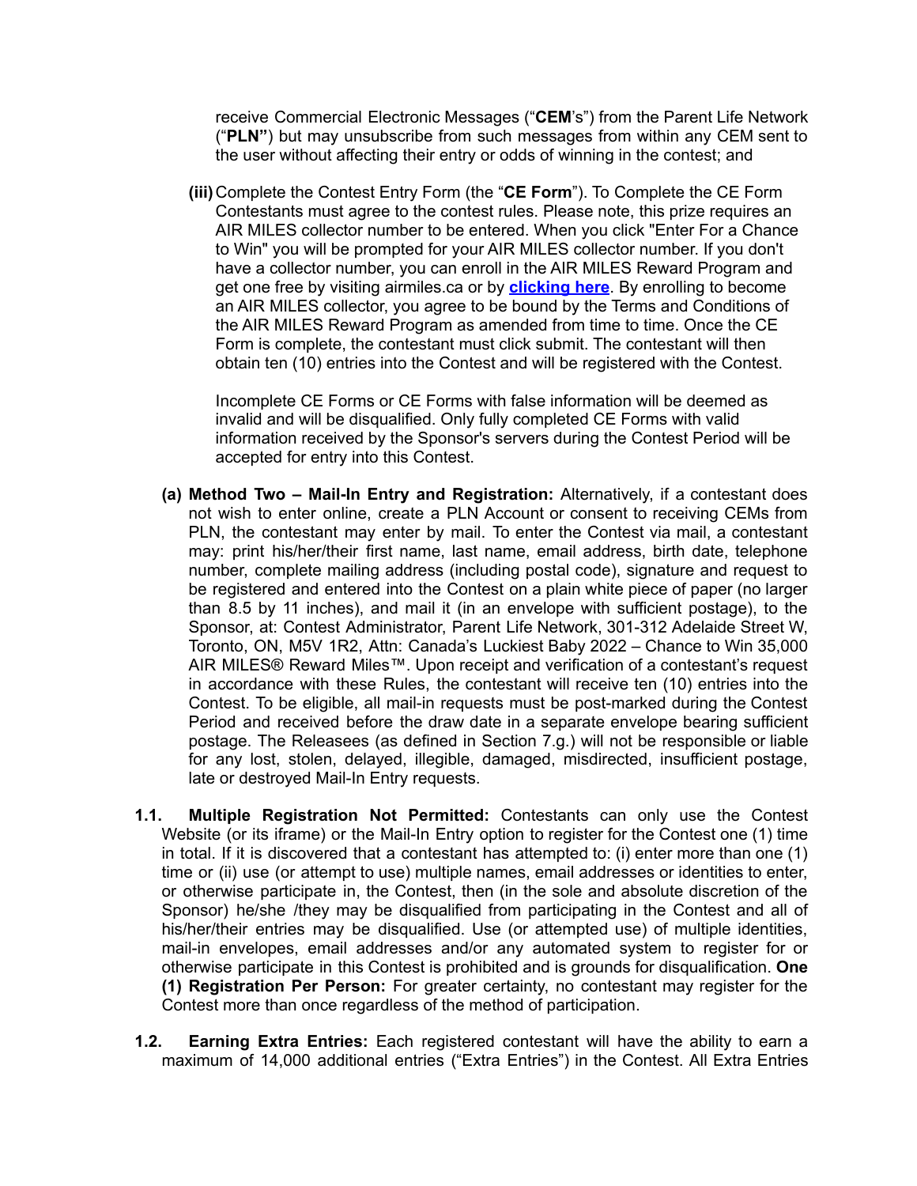receive Commercial Electronic Messages ("**CEM**'s") from the Parent Life Network ("**PLN"**) but may unsubscribe from such messages from within any CEM sent to the user without affecting their entry or odds of winning in the contest; and

**(iii)** Complete the Contest Entry Form (the "**CE Form**"). To Complete the CE Form Contestants must agree to the contest rules. Please note, this prize requires an AIR MILES collector number to be entered. When you click "Enter For a Chance to Win" you will be prompted for your AIR MILES collector number. If you don't have a collector number, you can enroll in the AIR MILES Reward Program and get one free by visiting airmiles.ca or by **clicking here**. By enrolling to become an AIR MILES collector, you agree to be bound by the Terms and Conditions of the AIR MILES Reward Program as amended from time to time. Once the CE Form is complete, the contestant must click submit. The contestant will then obtain ten (10) entries into the Contest and will be registered with the Contest.

Incomplete CE Forms or CE Forms with false information will be deemed as invalid and will be disqualified. Only fully completed CE Forms with valid information received by the Sponsor's servers during the Contest Period will be accepted for entry into this Contest.

**(a) Method Two – Mail-In Entry and Registration:** Alternatively, if a contestant does not wish to enter online, create a PLN Account or consent to receiving CEMs from PLN, the contestant may enter by mail. To enter the Contest via mail, a contestant may: print his/her/their first name, last name, email address, birth date, telephone number, complete mailing address (including postal code), signature and request to be registered and entered into the Contest on a plain white piece of paper (no larger than 8.5 by 11 inches), and mail it (in an envelope with sufficient postage), to the Sponsor, at: Contest Administrator, Parent Life Network, 301-312 Adelaide Street W, Toronto, ON, M5V 1R2, Attn: Canada's Luckiest Baby 2022 – Chance to Win 35,000 AIR MILES® Reward Miles™. Upon receipt and verification of a contestant's request in accordance with these Rules, the contestant will receive ten (10) entries into the Contest. To be eligible, all mail-in requests must be post-marked during the Contest Period and received before the draw date in a separate envelope bearing sufficient postage. The Releasees (as defined in Section 7.g.) will not be responsible or liable for any lost, stolen, delayed, illegible, damaged, misdirected, insufficient postage, late or destroyed Mail-In Entry requests.

**1.1. Multiple Registration Not Permitted:** Contestants can only use the Contest Website (or its iframe) or the Mail-In Entry option to register for the Contest one (1) time in total. If it is discovered that a contestant has attempted to: (i) enter more than one (1) time or (ii) use (or attempt to use) multiple names, email addresses or identities to enter, or otherwise participate in, the Contest, then (in the sole and absolute discretion of the Sponsor) he/she /they may be disqualified from participating in the Contest and all of his/her/their entries may be disqualified. Use (or attempted use) of multiple identities, mail-in envelopes, email addresses and/or any automated system to register for or otherwise participate in this Contest is prohibited and is grounds for disqualification. **One (1) Registration Per Person:** For greater certainty, no contestant may register for the Contest more than once regardless of the method of participation.

**1.2. Earning Extra Entries:** Each registered contestant will have the ability to earn a maximum of 14,000 additional entries ("Extra Entries") in the Contest. All Extra Entries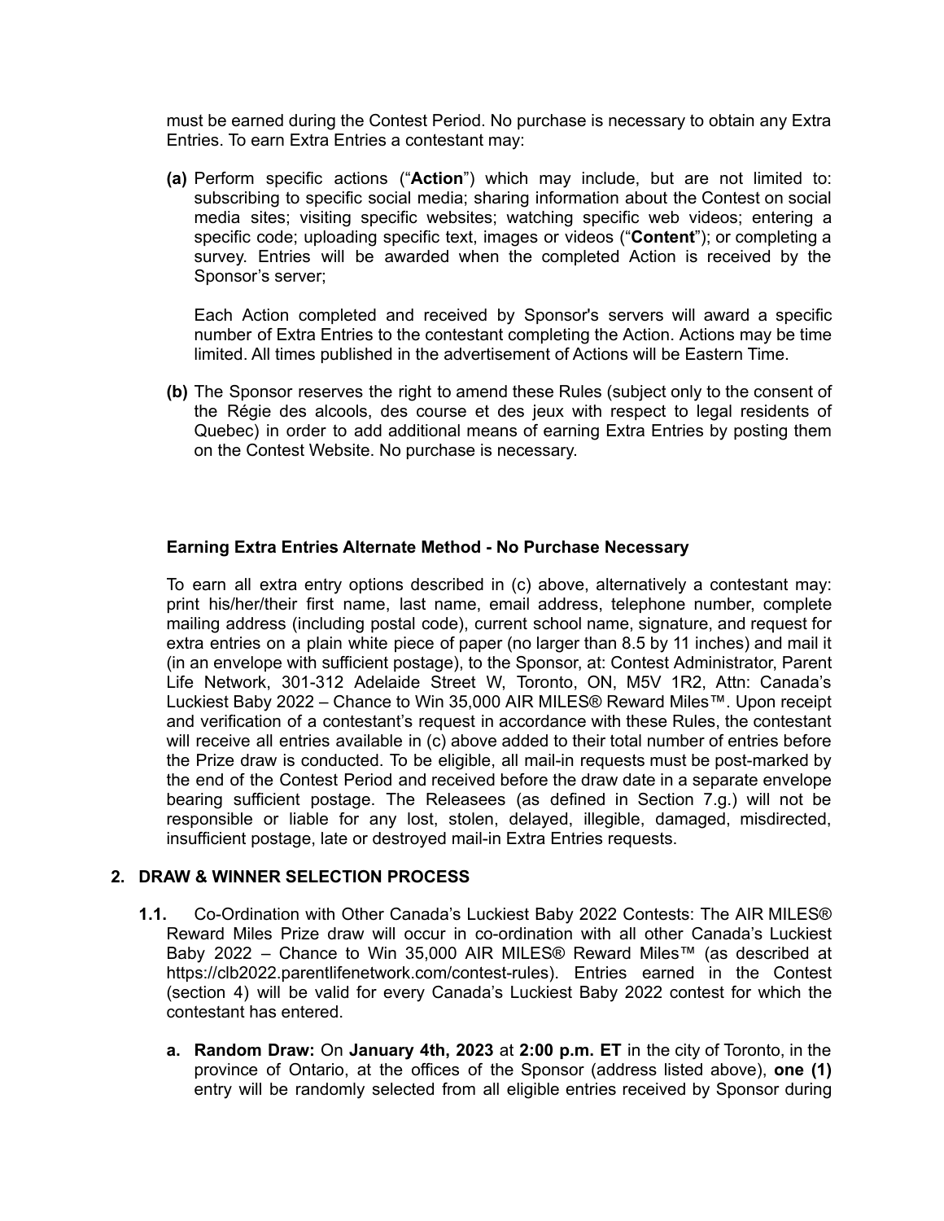must be earned during the Contest Period. No purchase is necessary to obtain any Extra Entries. To earn Extra Entries a contestant may:

**(a)** Perform specific actions ("**Action**") which may include, but are not limited to: subscribing to specific social media; sharing information about the Contest on social media sites; visiting specific websites; watching specific web videos; entering a specific code; uploading specific text, images or videos ("**Content**"); or completing a survey. Entries will be awarded when the completed Action is received by the Sponsor's server;

Each Action completed and received by Sponsor's servers will award a specific number of Extra Entries to the contestant completing the Action. Actions may be time limited. All times published in the advertisement of Actions will be Eastern Time.

**(b)** The Sponsor reserves the right to amend these Rules (subject only to the consent of the Régie des alcools, des course et des jeux with respect to legal residents of Quebec) in order to add additional means of earning Extra Entries by posting them on the Contest Website. No purchase is necessary.

**Earning Extra Entries Alternate Method - No Purchase Necessary**

To earn all extra entry options described in (c) above, alternatively a contestant may: print his/her/their first name, last name, email address, telephone number, complete mailing address (including postal code), current school name, signature, and request for extra entries on a plain white piece of paper (no larger than 8.5 by 11 inches) and mail it (in an envelope with sufficient postage), to the Sponsor, at: Contest Administrator, Parent Life Network, 301-312 Adelaide Street W, Toronto, ON, M5V 1R2, Attn: Canada's Luckiest Baby 2022 – Chance to Win 35,000 AIR MILES® Reward Miles™. Upon receipt and verification of a contestant's request in accordance with these Rules, the contestant will receive all entries available in (c) above added to their total number of entries before the Prize draw is conducted. To be eligible, all mail-in requests must be post-marked by the end of the Contest Period and received before the draw date in a separate envelope bearing sufficient postage. The Releasees (as defined in Section 7.g.) will not be responsible or liable for any lost, stolen, delayed, illegible, damaged, misdirected, insufficient postage, late or destroyed mail-in Extra Entries requests.

## 2. DRAW & WINNER SELECTION PROCESS

**1.1.** Co-Ordination with Other Canada's Luckiest Baby 2022 Contests: The AIR MILES® Reward Miles Prize draw will occur in co-ordination with all other Canada's Luckiest Baby 2022 – Chance to Win 35,000 AIR MILES® Reward Miles™ (as described at https://clb2022.parentlifenetwork.com/contest-rules). Entries earned in the Contest (section 4) will be valid for every Canada's Luckiest Baby 2022 contest for which the contestant has entered.

**a. Random Draw:** On **January 4th, 2023** at **2:00 p.m. ET** in the city of Toronto, in the province of Ontario, at the offices of the Sponsor (address listed above), **one (1)** entry will be randomly selected from all eligible entries received by Sponsor during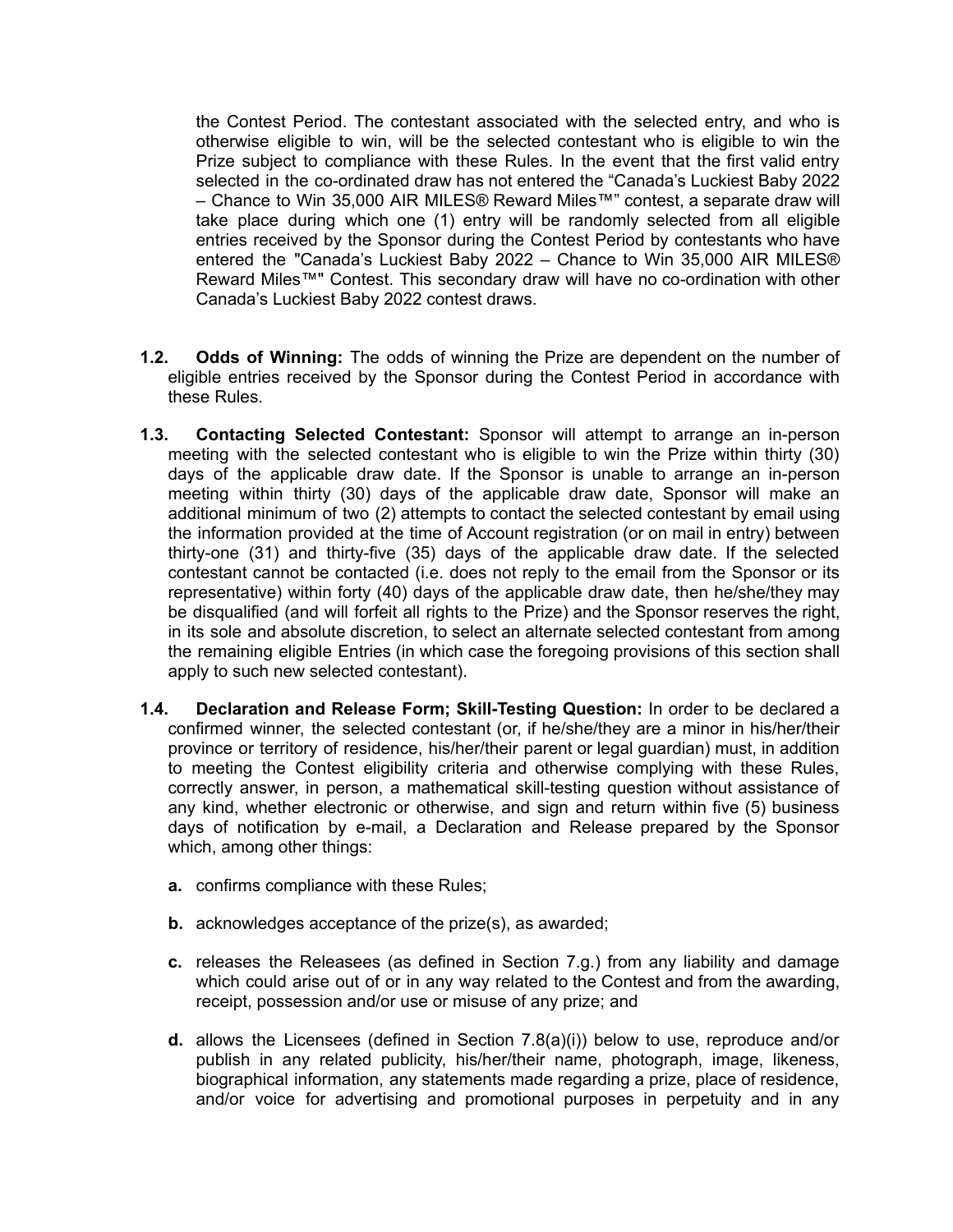the Contest Period. The contestant associated with the selected entry, and who is otherwise eligible to win, will be the selected contestant who is eligible to win the Prize subject to compliance with these Rules. In the event that the first valid entry selected in the co-ordinated draw has not entered the “Canada’s Luckiest Baby 2022 – Chance to Win 35,000 AIR MILES® Reward Miles™” contest, a separate draw will take place during which one (1) entry will be randomly selected from all eligible entries received by the Sponsor during the Contest Period by contestants who have entered the "Canada’s Luckiest Baby 2022 – Chance to Win 35,000 AIR MILES® Reward Miles™" Contest. This secondary draw will have no co-ordination with other Canada’s Luckiest Baby 2022 contest draws.

**1.2. Odds of Winning:** The odds of winning the Prize are dependent on the number of eligible entries received by the Sponsor during the Contest Period in accordance with these Rules.

**1.3. Contacting Selected Contestant:** Sponsor will attempt to arrange an in-person meeting with the selected contestant who is eligible to win the Prize within thirty (30) days of the applicable draw date. If the Sponsor is unable to arrange an in-person meeting within thirty (30) days of the applicable draw date, Sponsor will make an additional minimum of two (2) attempts to contact the selected contestant by email using the information provided at the time of Account registration (or on mail in entry) between thirty-one (31) and thirty-five (35) days of the applicable draw date. If the selected contestant cannot be contacted (i.e. does not reply to the email from the Sponsor or its representative) within forty (40) days of the applicable draw date, then he/she/they may be disqualified (and will forfeit all rights to the Prize) and the Sponsor reserves the right, in its sole and absolute discretion, to select an alternate selected contestant from among the remaining eligible Entries (in which case the foregoing provisions of this section shall apply to such new selected contestant).

**1.4. Declaration and Release Form; Skill-Testing Question:** In order to be declared a confirmed winner, the selected contestant (or, if he/she/they are a minor in his/her/their province or territory of residence, his/her/their parent or legal guardian) must, in addition to meeting the Contest eligibility criteria and otherwise complying with these Rules, correctly answer, in person, a mathematical skill-testing question without assistance of any kind, whether electronic or otherwise, and sign and return within five (5) business days of notification by e-mail, a Declaration and Release prepared by the Sponsor which, among other things:

- **a.** confirms compliance with these Rules;
- **b.** acknowledges acceptance of the prize(s), as awarded;
- **c.** releases the Releasees (as defined in Section 7.g.) from any liability and damage which could arise out of or in any way related to the Contest and from the awarding, receipt, possession and/or use or misuse of any prize; and
- **d.** allows the Licensees (defined in Section 7.8(a)(i)) below to use, reproduce and/or publish in any related publicity, his/her/their name, photograph, image, likeness, biographical information, any statements made regarding a prize, place of residence, and/or voice for advertising and promotional purposes in perpetuity and in any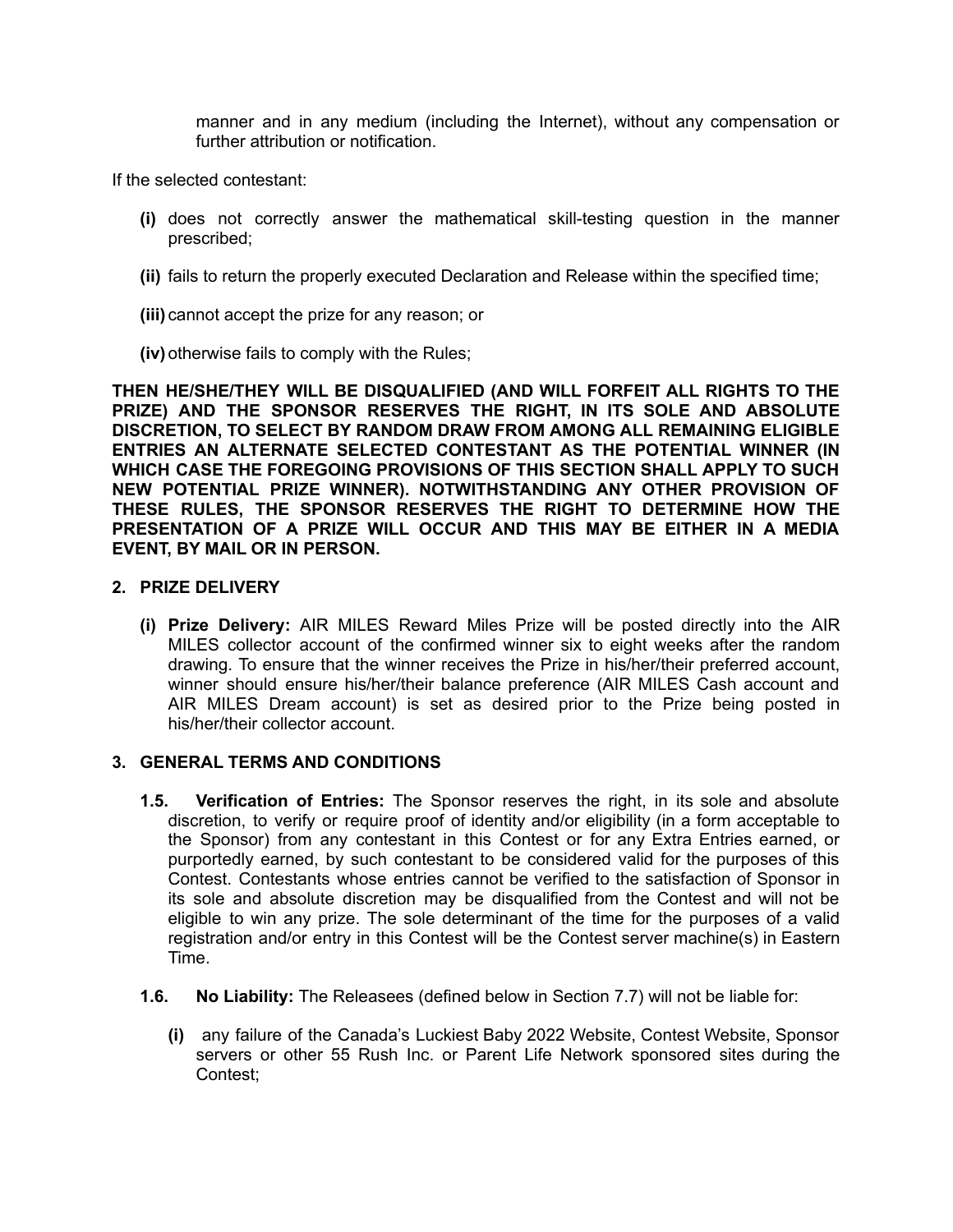manner and in any medium (including the Internet), without any compensation or further attribution or notification.

If the selected contestant:

**(i)** does not correctly answer the mathematical skill-testing question in the manner prescribed;

**(ii)** fails to return the properly executed Declaration and Release within the specified time;

**(iii)** cannot accept the prize for any reason; or

**(iv)** otherwise fails to comply with the Rules;

**THEN HE/SHE/THEY WILL BE DISQUALIFIED (AND WILL FORFEIT ALL RIGHTS TO THE PRIZE) AND THE SPONSOR RESERVES THE RIGHT, IN ITS SOLE AND ABSOLUTE DISCRETION, TO SELECT BY RANDOM DRAW FROM AMONG ALL REMAINING ELIGIBLE ENTRIES AN ALTERNATE SELECTED CONTESTANT AS THE POTENTIAL WINNER (IN WHICH CASE THE FOREGOING PROVISIONS OF THIS SECTION SHALL APPLY TO SUCH NEW POTENTIAL PRIZE WINNER). NOTWITHSTANDING ANY OTHER PROVISION OF THESE RULES, THE SPONSOR RESERVES THE RIGHT TO DETERMINE HOW THE PRESENTATION OF A PRIZE WILL OCCUR AND THIS MAY BE EITHER IN A MEDIA EVENT, BY MAIL OR IN PERSON.**

## 2. PRIZE DELIVERY

**(i) Prize Delivery:** AIR MILES Reward Miles Prize will be posted directly into the AIR MILES collector account of the confirmed winner six to eight weeks after the random drawing. To ensure that the winner receives the Prize in his/her/their preferred account, winner should ensure his/her/their balance preference (AIR MILES Cash account and AIR MILES Dream account) is set as desired prior to the Prize being posted in his/her/their collector account.

## 3. GENERAL TERMS AND CONDITIONS

**1.5. Verification of Entries:** The Sponsor reserves the right, in its sole and absolute discretion, to verify or require proof of identity and/or eligibility (in a form acceptable to the Sponsor) from any contestant in this Contest or for any Extra Entries earned, or purportedly earned, by such contestant to be considered valid for the purposes of this Contest. Contestants whose entries cannot be verified to the satisfaction of Sponsor in its sole and absolute discretion may be disqualified from the Contest and will not be eligible to win any prize. The sole determinant of the time for the purposes of a valid registration and/or entry in this Contest will be the Contest server machine(s) in Eastern Time.

**1.6. No Liability:** The Releasees (defined below in Section 7.7) will not be liable for:

**(i)** any failure of the Canada's Luckiest Baby 2022 Website, Contest Website, Sponsor servers or other 55 Rush Inc. or Parent Life Network sponsored sites during the Contest;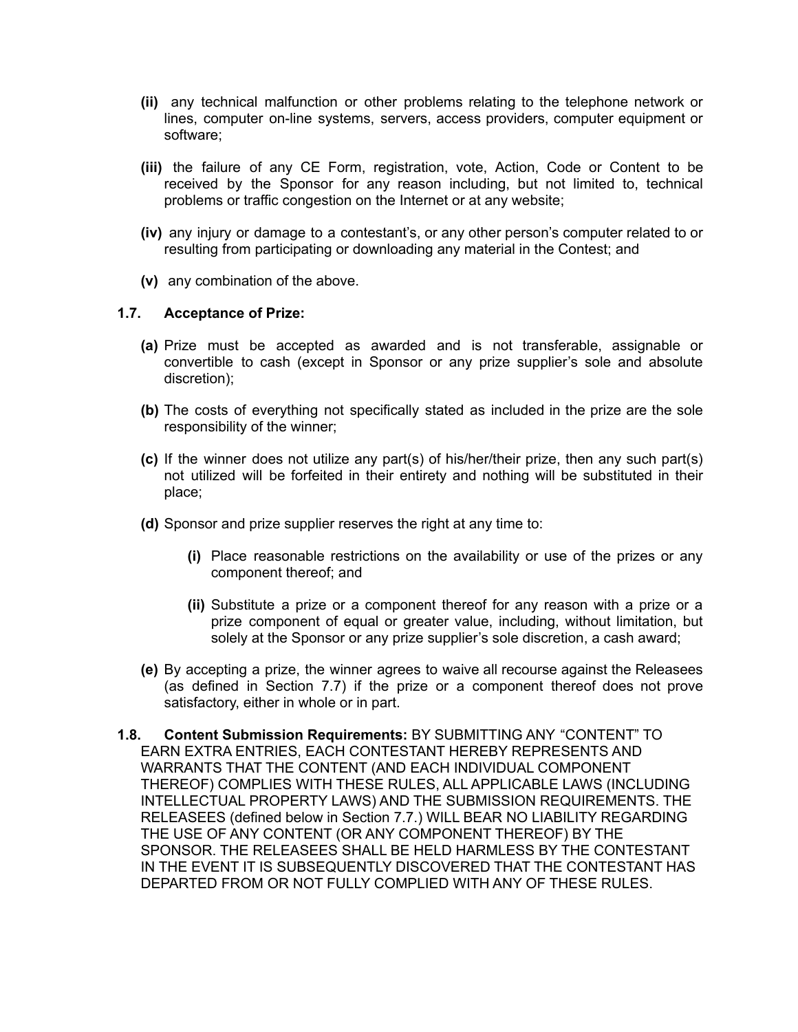- **(ii)** any technical malfunction or other problems relating to the telephone network or lines, computer on-line systems, servers, access providers, computer equipment or software;

- **(iii)** the failure of any CE Form, registration, vote, Action, Code or Content to be received by the Sponsor for any reason including, but not limited to, technical problems or traffic congestion on the Internet or at any website;

- **(iv)** any injury or damage to a contestant's, or any other person's computer related to or resulting from participating or downloading any material in the Contest; and

- **(v)** any combination of the above.

**1.7. Acceptance of Prize:**

- **(a)** Prize must be accepted as awarded and is not transferable, assignable or convertible to cash (except in Sponsor or any prize supplier's sole and absolute discretion);

- **(b)** The costs of everything not specifically stated as included in the prize are the sole responsibility of the winner;

- **(c)** If the winner does not utilize any part(s) of his/her/their prize, then any such part(s) not utilized will be forfeited in their entirety and nothing will be substituted in their place;

- **(d)** Sponsor and prize supplier reserves the right at any time to:

  - **(i)** Place reasonable restrictions on the availability or use of the prizes or any component thereof; and

  - **(ii)** Substitute a prize or a component thereof for any reason with a prize or a prize component of equal or greater value, including, without limitation, but solely at the Sponsor or any prize supplier's sole discretion, a cash award;

- **(e)** By accepting a prize, the winner agrees to waive all recourse against the Releasees (as defined in Section 7.7) if the prize or a component thereof does not prove satisfactory, either in whole or in part.

**1.8. Content Submission Requirements:** BY SUBMITTING ANY "CONTENT" TO EARN EXTRA ENTRIES, EACH CONTESTANT HEREBY REPRESENTS AND WARRANTS THAT THE CONTENT (AND EACH INDIVIDUAL COMPONENT THEREOF) COMPLIES WITH THESE RULES, ALL APPLICABLE LAWS (INCLUDING INTELLECTUAL PROPERTY LAWS) AND THE SUBMISSION REQUIREMENTS. THE RELEASEES (defined below in Section 7.7.) WILL BEAR NO LIABILITY REGARDING THE USE OF ANY CONTENT (OR ANY COMPONENT THEREOF) BY THE SPONSOR. THE RELEASEES SHALL BE HELD HARMLESS BY THE CONTESTANT IN THE EVENT IT IS SUBSEQUENTLY DISCOVERED THAT THE CONTESTANT HAS DEPARTED FROM OR NOT FULLY COMPLIED WITH ANY OF THESE RULES.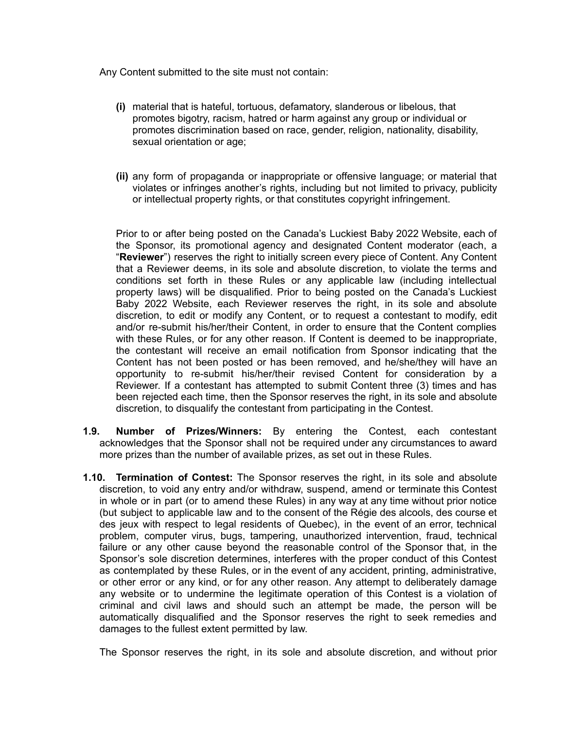Any Content submitted to the site must not contain:

**(i)** material that is hateful, tortuous, defamatory, slanderous or libelous, that promotes bigotry, racism, hatred or harm against any group or individual or promotes discrimination based on race, gender, religion, nationality, disability, sexual orientation or age;

**(ii)** any form of propaganda or inappropriate or offensive language; or material that violates or infringes another's rights, including but not limited to privacy, publicity or intellectual property rights, or that constitutes copyright infringement.

Prior to or after being posted on the Canada's Luckiest Baby 2022 Website, each of the Sponsor, its promotional agency and designated Content moderator (each, a "**Reviewer**") reserves the right to initially screen every piece of Content. Any Content that a Reviewer deems, in its sole and absolute discretion, to violate the terms and conditions set forth in these Rules or any applicable law (including intellectual property laws) will be disqualified. Prior to being posted on the Canada's Luckiest Baby 2022 Website, each Reviewer reserves the right, in its sole and absolute discretion, to edit or modify any Content, or to request a contestant to modify, edit and/or re-submit his/her/their Content, in order to ensure that the Content complies with these Rules, or for any other reason. If Content is deemed to be inappropriate, the contestant will receive an email notification from Sponsor indicating that the Content has not been posted or has been removed, and he/she/they will have an opportunity to re-submit his/her/their revised Content for consideration by a Reviewer. If a contestant has attempted to submit Content three (3) times and has been rejected each time, then the Sponsor reserves the right, in its sole and absolute discretion, to disqualify the contestant from participating in the Contest.

**1.9. Number of Prizes/Winners:** By entering the Contest, each contestant acknowledges that the Sponsor shall not be required under any circumstances to award more prizes than the number of available prizes, as set out in these Rules.

**1.10. Termination of Contest:** The Sponsor reserves the right, in its sole and absolute discretion, to void any entry and/or withdraw, suspend, amend or terminate this Contest in whole or in part (or to amend these Rules) in any way at any time without prior notice (but subject to applicable law and to the consent of the Régie des alcools, des course et des jeux with respect to legal residents of Quebec), in the event of an error, technical problem, computer virus, bugs, tampering, unauthorized intervention, fraud, technical failure or any other cause beyond the reasonable control of the Sponsor that, in the Sponsor's sole discretion determines, interferes with the proper conduct of this Contest as contemplated by these Rules, or in the event of any accident, printing, administrative, or other error or any kind, or for any other reason. Any attempt to deliberately damage any website or to undermine the legitimate operation of this Contest is a violation of criminal and civil laws and should such an attempt be made, the person will be automatically disqualified and the Sponsor reserves the right to seek remedies and damages to the fullest extent permitted by law.

The Sponsor reserves the right, in its sole and absolute discretion, and without prior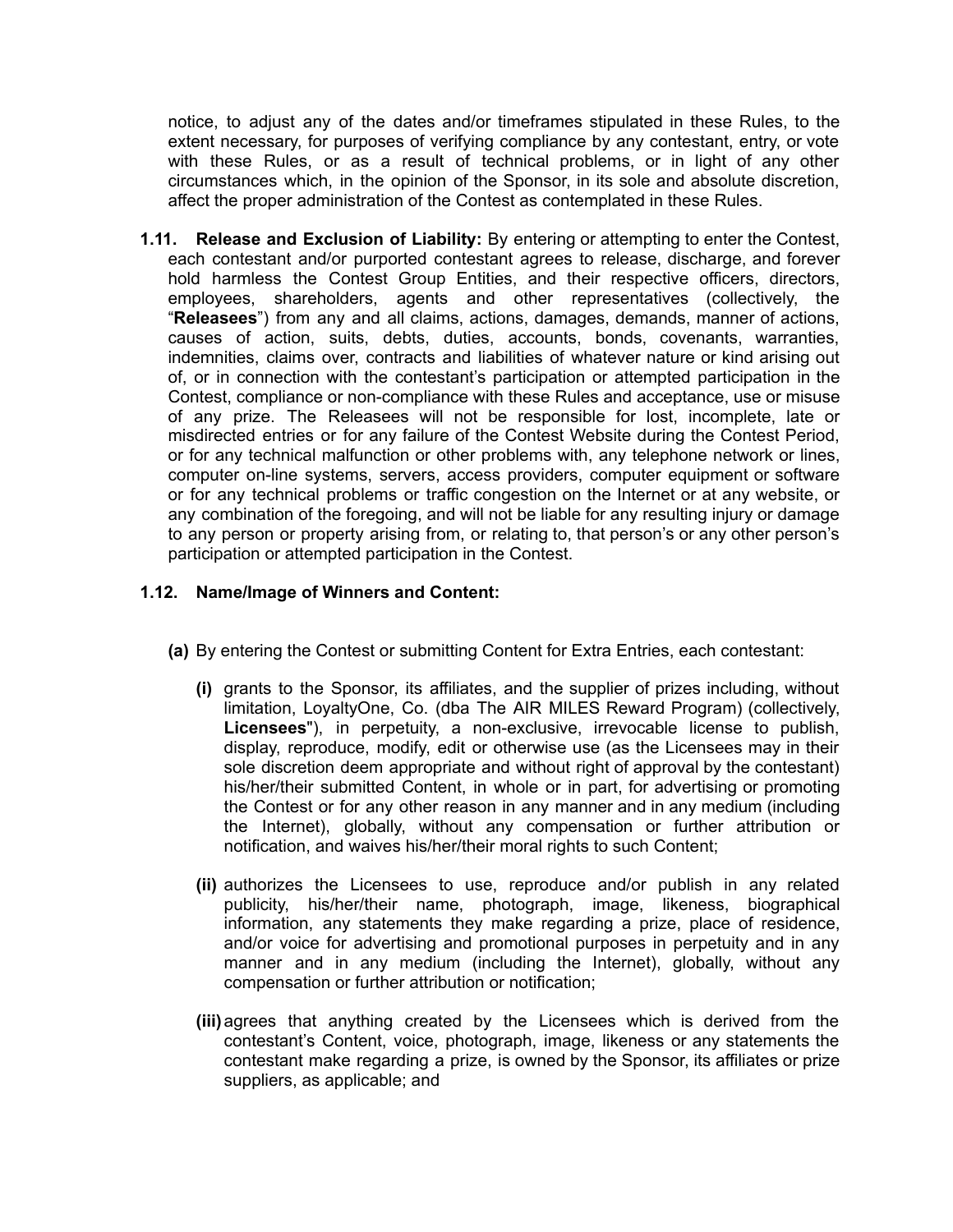notice, to adjust any of the dates and/or timeframes stipulated in these Rules, to the extent necessary, for purposes of verifying compliance by any contestant, entry, or vote with these Rules, or as a result of technical problems, or in light of any other circumstances which, in the opinion of the Sponsor, in its sole and absolute discretion, affect the proper administration of the Contest as contemplated in these Rules.

**1.11. Release and Exclusion of Liability:** By entering or attempting to enter the Contest, each contestant and/or purported contestant agrees to release, discharge, and forever hold harmless the Contest Group Entities, and their respective officers, directors, employees, shareholders, agents and other representatives (collectively, the "**Releasees**") from any and all claims, actions, damages, demands, manner of actions, causes of action, suits, debts, duties, accounts, bonds, covenants, warranties, indemnities, claims over, contracts and liabilities of whatever nature or kind arising out of, or in connection with the contestant's participation or attempted participation in the Contest, compliance or non-compliance with these Rules and acceptance, use or misuse of any prize. The Releasees will not be responsible for lost, incomplete, late or misdirected entries or for any failure of the Contest Website during the Contest Period, or for any technical malfunction or other problems with, any telephone network or lines, computer on-line systems, servers, access providers, computer equipment or software or for any technical problems or traffic congestion on the Internet or at any website, or any combination of the foregoing, and will not be liable for any resulting injury or damage to any person or property arising from, or relating to, that person's or any other person's participation or attempted participation in the Contest.

**1.12. Name/Image of Winners and Content:**

**(a)** By entering the Contest or submitting Content for Extra Entries, each contestant:

**(i)** grants to the Sponsor, its affiliates, and the supplier of prizes including, without limitation, LoyaltyOne, Co. (dba The AIR MILES Reward Program) (collectively, **Licensees**"), in perpetuity, a non-exclusive, irrevocable license to publish, display, reproduce, modify, edit or otherwise use (as the Licensees may in their sole discretion deem appropriate and without right of approval by the contestant) his/her/their submitted Content, in whole or in part, for advertising or promoting the Contest or for any other reason in any manner and in any medium (including the Internet), globally, without any compensation or further attribution or notification, and waives his/her/their moral rights to such Content;

**(ii)** authorizes the Licensees to use, reproduce and/or publish in any related publicity, his/her/their name, photograph, image, likeness, biographical information, any statements they make regarding a prize, place of residence, and/or voice for advertising and promotional purposes in perpetuity and in any manner and in any medium (including the Internet), globally, without any compensation or further attribution or notification;

**(iii)** agrees that anything created by the Licensees which is derived from the contestant's Content, voice, photograph, image, likeness or any statements the contestant make regarding a prize, is owned by the Sponsor, its affiliates or prize suppliers, as applicable; and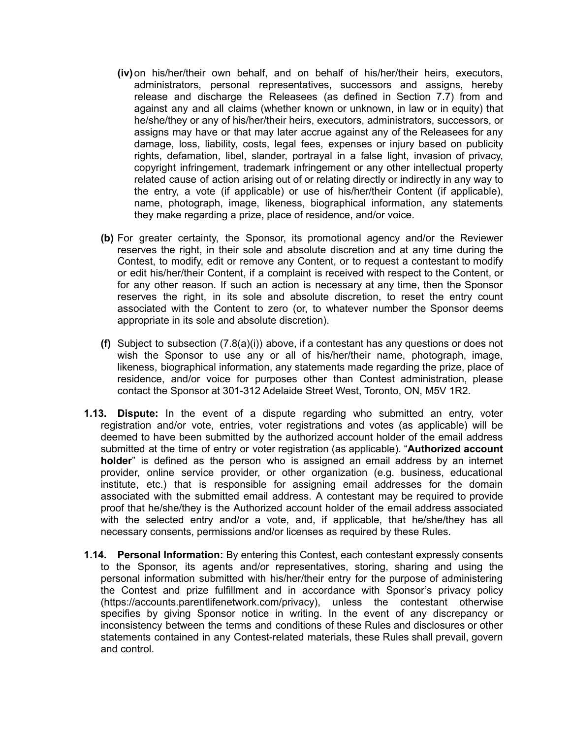(iv) on his/her/their own behalf, and on behalf of his/her/their heirs, executors, administrators, personal representatives, successors and assigns, hereby release and discharge the Releasees (as defined in Section 7.7) from and against any and all claims (whether known or unknown, in law or in equity) that he/she/they or any of his/her/their heirs, executors, administrators, successors, or assigns may have or that may later accrue against any of the Releasees for any damage, loss, liability, costs, legal fees, expenses or injury based on publicity rights, defamation, libel, slander, portrayal in a false light, invasion of privacy, copyright infringement, trademark infringement or any other intellectual property related cause of action arising out of or relating directly or indirectly in any way to the entry, a vote (if applicable) or use of his/her/their Content (if applicable), name, photograph, image, likeness, biographical information, any statements they make regarding a prize, place of residence, and/or voice.

**(b)** For greater certainty, the Sponsor, its promotional agency and/or the Reviewer reserves the right, in their sole and absolute discretion and at any time during the Contest, to modify, edit or remove any Content, or to request a contestant to modify or edit his/her/their Content, if a complaint is received with respect to the Content, or for any other reason. If such an action is necessary at any time, then the Sponsor reserves the right, in its sole and absolute discretion, to reset the entry count associated with the Content to zero (or, to whatever number the Sponsor deems appropriate in its sole and absolute discretion).

**(f)** Subject to subsection (7.8(a)(i)) above, if a contestant has any questions or does not wish the Sponsor to use any or all of his/her/their name, photograph, image, likeness, biographical information, any statements made regarding the prize, place of residence, and/or voice for purposes other than Contest administration, please contact the Sponsor at 301-312 Adelaide Street West, Toronto, ON, M5V 1R2.

**1.13. Dispute:** In the event of a dispute regarding who submitted an entry, voter registration and/or vote, entries, voter registrations and votes (as applicable) will be deemed to have been submitted by the authorized account holder of the email address submitted at the time of entry or voter registration (as applicable). "**Authorized account holder**" is defined as the person who is assigned an email address by an internet provider, online service provider, or other organization (e.g. business, educational institute, etc.) that is responsible for assigning email addresses for the domain associated with the submitted email address. A contestant may be required to provide proof that he/she/they is the Authorized account holder of the email address associated with the selected entry and/or a vote, and, if applicable, that he/she/they has all necessary consents, permissions and/or licenses as required by these Rules.

**1.14. Personal Information:** By entering this Contest, each contestant expressly consents to the Sponsor, its agents and/or representatives, storing, sharing and using the personal information submitted with his/her/their entry for the purpose of administering the Contest and prize fulfillment and in accordance with Sponsor's privacy policy (https://accounts.parentlifenetwork.com/privacy), unless the contestant otherwise specifies by giving Sponsor notice in writing. In the event of any discrepancy or inconsistency between the terms and conditions of these Rules and disclosures or other statements contained in any Contest-related materials, these Rules shall prevail, govern and control.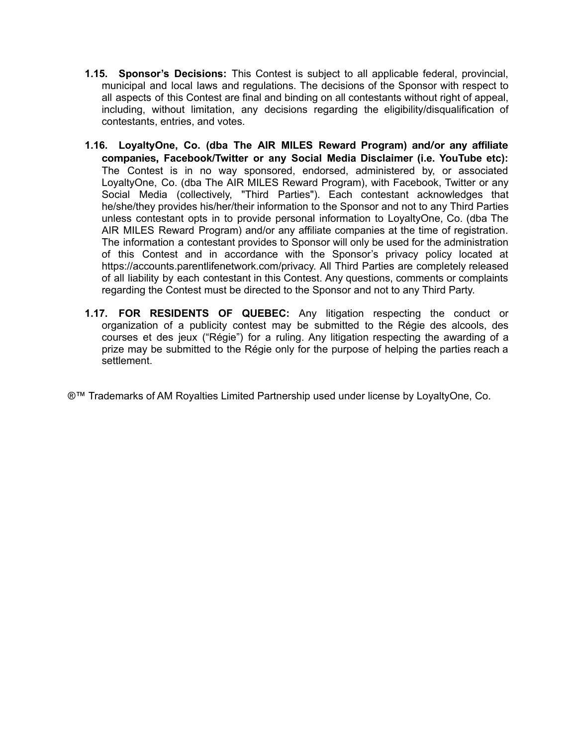1.15. **Sponsor's Decisions:** This Contest is subject to all applicable federal, provincial, municipal and local laws and regulations. The decisions of the Sponsor with respect to all aspects of this Contest are final and binding on all contestants without right of appeal, including, without limitation, any decisions regarding the eligibility/disqualification of contestants, entries, and votes.

1.16. **LoyaltyOne, Co. (dba The AIR MILES Reward Program) and/or any affiliate companies, Facebook/Twitter or any Social Media Disclaimer (i.e. YouTube etc):** The Contest is in no way sponsored, endorsed, administered by, or associated LoyaltyOne, Co. (dba The AIR MILES Reward Program), with Facebook, Twitter or any Social Media (collectively, "Third Parties"). Each contestant acknowledges that he/she/they provides his/her/their information to the Sponsor and not to any Third Parties unless contestant opts in to provide personal information to LoyaltyOne, Co. (dba The AIR MILES Reward Program) and/or any affiliate companies at the time of registration. The information a contestant provides to Sponsor will only be used for the administration of this Contest and in accordance with the Sponsor's privacy policy located at https://accounts.parentlifenetwork.com/privacy. All Third Parties are completely released of all liability by each contestant in this Contest. Any questions, comments or complaints regarding the Contest must be directed to the Sponsor and not to any Third Party.

1.17. **FOR RESIDENTS OF QUEBEC:** Any litigation respecting the conduct or organization of a publicity contest may be submitted to the Régie des alcools, des courses et des jeux ("Régie") for a ruling. Any litigation respecting the awarding of a prize may be submitted to the Régie only for the purpose of helping the parties reach a settlement.

®™ Trademarks of AM Royalties Limited Partnership used under license by LoyaltyOne, Co.